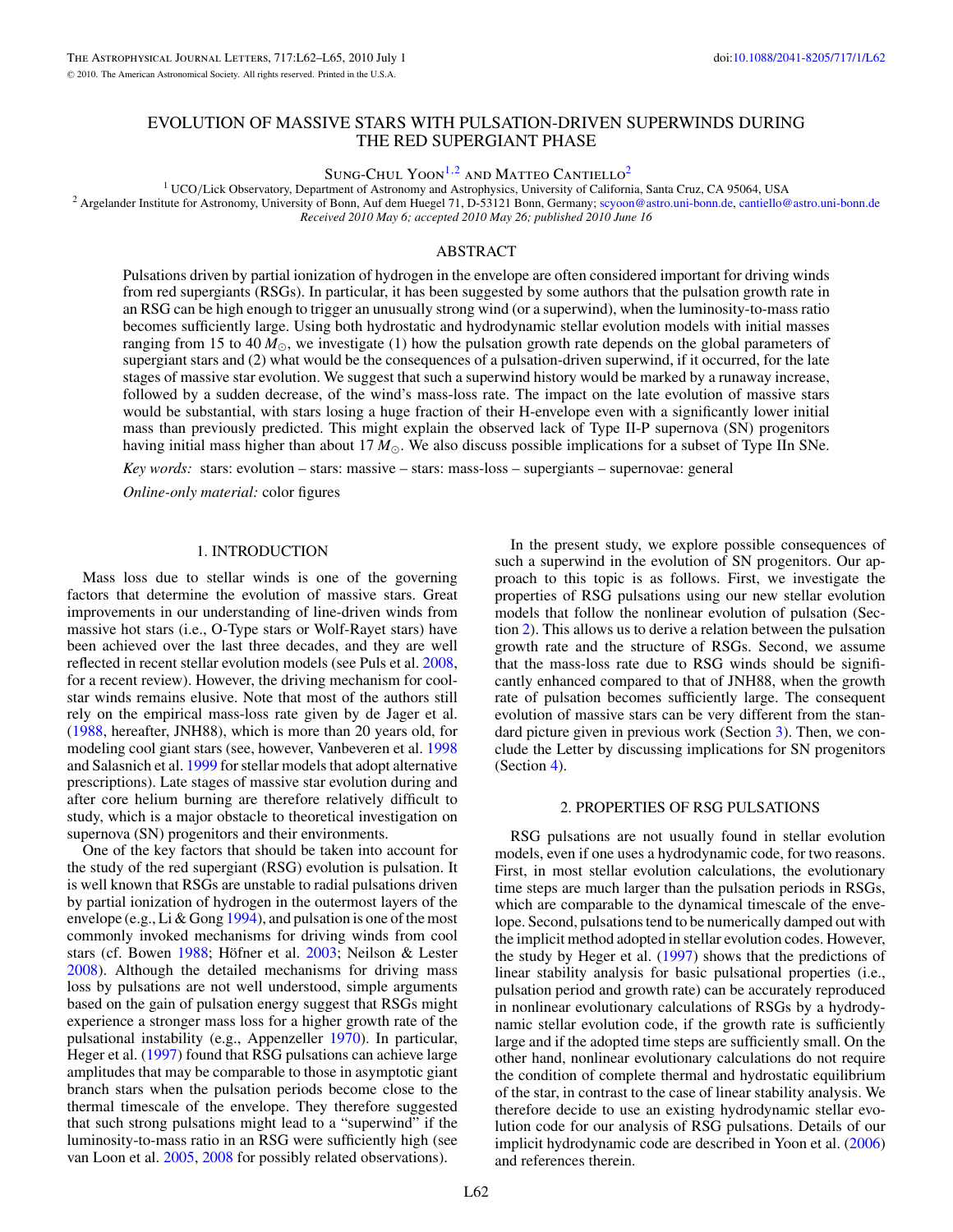# EVOLUTION OF MASSIVE STARS WITH PULSATION-DRIVEN SUPERWINDS DURING THE RED SUPERGIANT PHASE

Sung-Chul Yoon[1,2] and Matteo Cantiello[2]

[1] UCO/Lick Observatory, Department of Astronomy and Astrophysics, University of California, Santa Cruz, CA 95064, USA
[2] Argelander Institute for Astronomy, University of Bonn, Auf dem Huegel 71, D-53121 Bonn, Germany; scyoon@astro.uni-bonn.de, cantiello@astro.uni-bonn.de

*Received 2010 May 6; accepted 2010 May 26; published 2010 June 16*

## ABSTRACT

Pulsations driven by partial ionization of hydrogen in the envelope are often considered important for driving winds from red supergiants (RSGs). In particular, it has been suggested by some authors that the pulsation growth rate in an RSG can be high enough to trigger an unusually strong wind (or a superwind), when the luminosity-to-mass ratio becomes sufficiently large. Using both hydrostatic and hydrodynamic stellar evolution models with initial masses ranging from 15 to 40 $M_{\odot}$, we investigate (1) how the pulsation growth rate depends on the global parameters of supergiant stars and (2) what would be the consequences of a pulsation-driven superwind, if it occurred, for the late stages of massive star evolution. We suggest that such a superwind history would be marked by a runaway increase, followed by a sudden decrease, of the wind's mass-loss rate. The impact on the late evolution of massive stars would be substantial, with stars losing a huge fraction of their H-envelope even with a significantly lower initial mass than previously predicted. This might explain the observed lack of Type II-P supernova (SN) progenitors having initial mass higher than about 17 $M_{\odot}$. We also discuss possible implications for a subset of Type IIn SNe.

*Key words:* stars: evolution – stars: massive – stars: mass-loss – supergiants – supernovae: general

*Online-only material:* color figures

## 1. INTRODUCTION

Mass loss due to stellar winds is one of the governing factors that determine the evolution of massive stars. Great improvements in our understanding of line-driven winds from massive hot stars (i.e., O-Type stars or Wolf-Rayet stars) have been achieved over the last three decades, and they are well reflected in recent stellar evolution models (see Puls et al. 2008, for a recent review). However, the driving mechanism for cool-star winds remains elusive. Note that most of the authors still rely on the empirical mass-loss rate given by de Jager et al. (1988, hereafter, JNH88), which is more than 20 years old, for modeling cool giant stars (see, however, Vanbeveren et al. 1998 and Salasnich et al. 1999 for stellar models that adopt alternative prescriptions). Late stages of massive star evolution during and after core helium burning are therefore relatively difficult to study, which is a major obstacle to theoretical investigation on supernova (SN) progenitors and their environments.

One of the key factors that should be taken into account for the study of the red supergiant (RSG) evolution is pulsation. It is well known that RSGs are unstable to radial pulsations driven by partial ionization of hydrogen in the outermost layers of the envelope (e.g., Li & Gong 1994), and pulsation is one of the most commonly invoked mechanisms for driving winds from cool stars (cf. Bowen 1988; Höfner et al. 2003; Neilson & Lester 2008). Although the detailed mechanisms for driving mass loss by pulsations are not well understood, simple arguments based on the gain of pulsation energy suggest that RSGs might experience a stronger mass loss for a higher growth rate of the pulsational instability (e.g., Appenzeller 1970). In particular, Heger et al. (1997) found that RSG pulsations can achieve large amplitudes that may be comparable to those in asymptotic giant branch stars when the pulsation periods become close to the thermal timescale of the envelope. They therefore suggested that such strong pulsations might lead to a "superwind" if the luminosity-to-mass ratio in an RSG were sufficiently high (see van Loon et al. 2005, 2008 for possibly related observations).

In the present study, we explore possible consequences of such a superwind in the evolution of SN progenitors. Our approach to this topic is as follows. First, we investigate the properties of RSG pulsations using our new stellar evolution models that follow the nonlinear evolution of pulsation (Section 2). This allows us to derive a relation between the pulsation growth rate and the structure of RSGs. Second, we assume that the mass-loss rate due to RSG winds should be significantly enhanced compared to that of JNH88, when the growth rate of pulsation becomes sufficiently large. The consequent evolution of massive stars can be very different from the standard picture given in previous work (Section 3). Then, we conclude the Letter by discussing implications for SN progenitors (Section 4).

## 2. PROPERTIES OF RSG PULSATIONS

RSG pulsations are not usually found in stellar evolution models, even if one uses a hydrodynamic code, for two reasons. First, in most stellar evolution calculations, the evolutionary time steps are much larger than the pulsation periods in RSGs, which are comparable to the dynamical timescale of the envelope. Second, pulsations tend to be numerically damped out with the implicit method adopted in stellar evolution codes. However, the study by Heger et al. (1997) shows that the predictions of linear stability analysis for basic pulsational properties (i.e., pulsation period and growth rate) can be accurately reproduced in nonlinear evolutionary calculations of RSGs by a hydrodynamic stellar evolution code, if the growth rate is sufficiently large and if the adopted time steps are sufficiently small. On the other hand, nonlinear evolutionary calculations do not require the condition of complete thermal and hydrostatic equilibrium of the star, in contrast to the case of linear stability analysis. We therefore decide to use an existing hydrodynamic stellar evolution code for our analysis of RSG pulsations. Details of our implicit hydrodynamic code are described in Yoon et al. (2006) and references therein.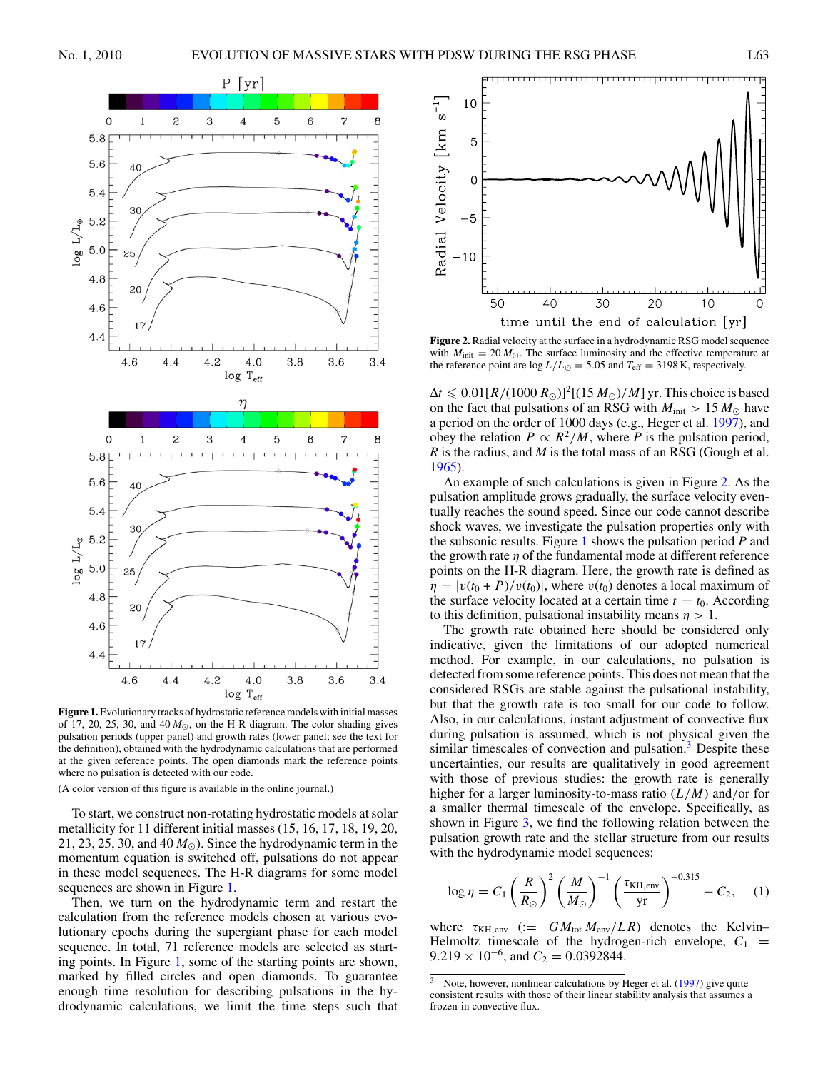**Figure 1.** Evolutionary tracks of hydrostatic reference models with initial masses of 17, 20, 25, 30, and 40 $M_\odot$, on the H-R diagram. The color shading gives pulsation periods (upper panel) and growth rates (lower panel; see the text for the definition), obtained with the hydrodynamic calculations that are performed at the given reference points. The open diamonds mark the reference points where no pulsation is detected with our code.

(A color version of this figure is available in the online journal.)

To start, we construct non-rotating hydrostatic models at solar metallicity for 11 different initial masses (15, 16, 17, 18, 19, 20, 21, 23, 25, 30, and 40 $M_\odot$). Since the hydrodynamic term in the momentum equation is switched off, pulsations do not appear in these model sequences. The H-R diagrams for some model sequences are shown in Figure 1.

Then, we turn on the hydrodynamic term and restart the calculation from the reference models chosen at various evolutionary epochs during the supergiant phase for each model sequence. In total, 71 reference models are selected as starting points. In Figure 1, some of the starting points are shown, marked by filled circles and open diamonds. To guarantee enough time resolution for describing pulsations in the hydrodynamic calculations, we limit the time steps such that $\Delta t \leqslant 0.01[R/(1000\,R_\odot)]^2[(15\,M_\odot)/M]$ yr. This choice is based on the fact that pulsations of an RSG with $M_{\rm init} > 15\,M_\odot$ have a period on the order of 1000 days (e.g., Heger et al. 1997), and obey the relation $P \propto R^2/M$, where $P$ is the pulsation period, $R$ is the radius, and $M$ is the total mass of an RSG (Gough et al. 1965).

**Figure 2.** Radial velocity at the surface in a hydrodynamic RSG model sequence with $M_{\rm init} = 20\,M_\odot$. The surface luminosity and the effective temperature at the reference point are $\log L/L_\odot = 5.05$ and $T_{\rm eff} = 3198$ K, respectively.

An example of such calculations is given in Figure 2. As the pulsation amplitude grows gradually, the surface velocity eventually reaches the sound speed. Since our code cannot describe shock waves, we investigate the pulsation properties only with the subsonic results. Figure 1 shows the pulsation period $P$ and the growth rate $\eta$ of the fundamental mode at different reference points on the H-R diagram. Here, the growth rate is defined as $\eta = |v(t_0 + P)/v(t_0)|$, where $v(t_0)$ denotes a local maximum of the surface velocity located at a certain time $t = t_0$. According to this definition, pulsational instability means $\eta > 1$.

The growth rate obtained here should be considered only indicative, given the limitations of our adopted numerical method. For example, in our calculations, no pulsation is detected from some reference points. This does not mean that the considered RSGs are stable against the pulsational instability, but that the growth rate is too small for our code to follow. Also, in our calculations, instant adjustment of convective flux during pulsation is assumed, which is not physical given the similar timescales of convection and pulsation.[3] Despite these uncertainties, our results are qualitatively in good agreement with those of previous studies: the growth rate is generally higher for a larger luminosity-to-mass ratio ($L/M$) and/or for a smaller thermal timescale of the envelope. Specifically, as shown in Figure 3, we find the following relation between the pulsation growth rate and the stellar structure from our results with the hydrodynamic model sequences:

$$\log \eta = C_1 \left(\frac{R}{R_\odot}\right)^2 \left(\frac{M}{M_\odot}\right)^{-1} \left(\frac{\tau_{\rm KH,env}}{\rm yr}\right)^{-0.315} - C_2, \quad (1)$$

where $\tau_{\rm KH,env}$ ($:= GM_{\rm tot}M_{\rm env}/LR$) denotes the Kelvin–Helmholtz timescale of the hydrogen-rich envelope, $C_1 = 9.219 \times 10^{-6}$, and $C_2 = 0.0392844$.

[3] Note, however, nonlinear calculations by Heger et al. (1997) give quite consistent results with those of their linear stability analysis that assumes a frozen-in convective flux.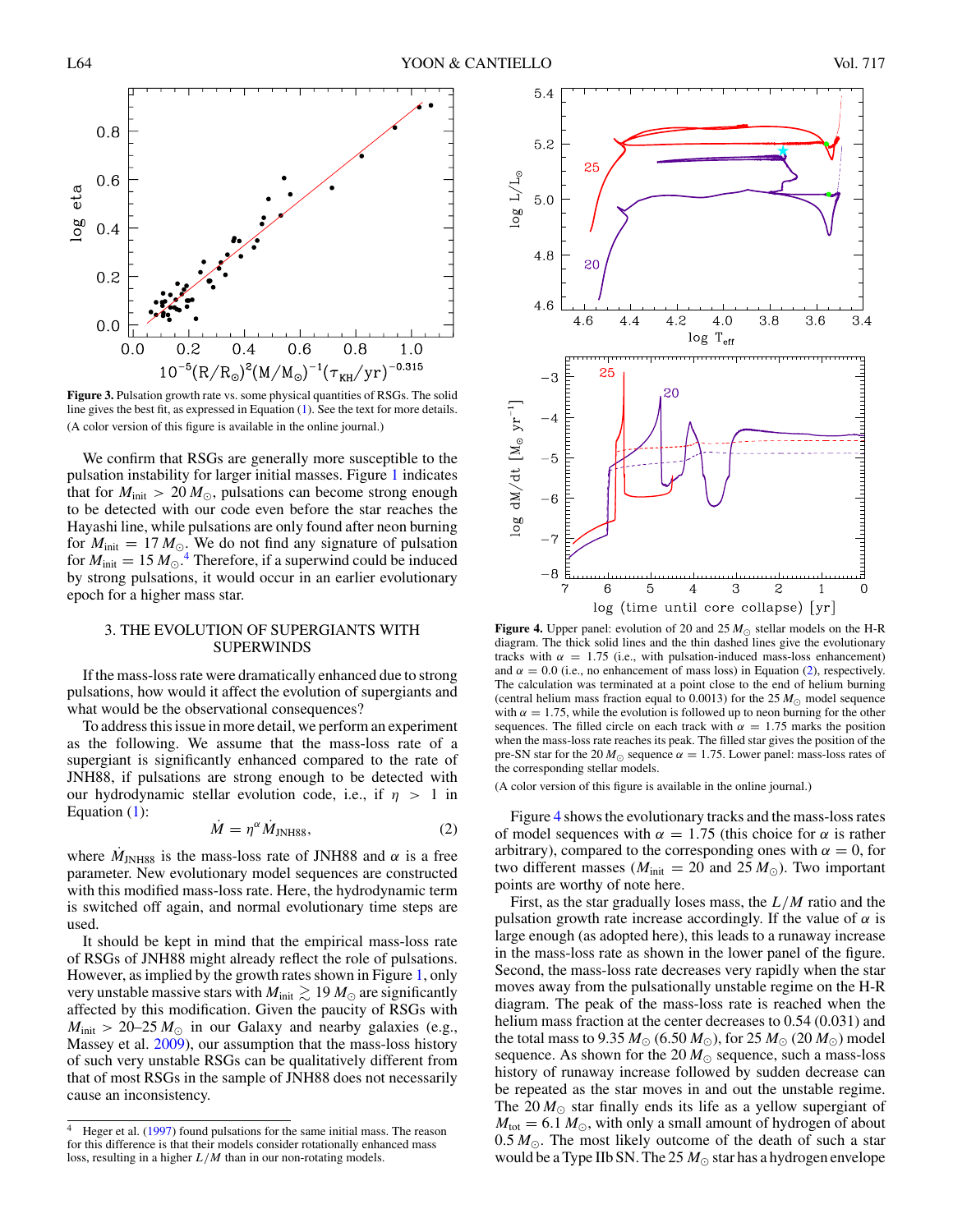**Figure 3.** Pulsation growth rate vs. some physical quantities of RSGs. The solid line gives the best fit, as expressed in Equation (1). See the text for more details. (A color version of this figure is available in the online journal.)

We confirm that RSGs are generally more susceptible to the pulsation instability for larger initial masses. Figure 1 indicates that for $M_{\rm init} > 20\,M_\odot$, pulsations can become strong enough to be detected with our code even before the star reaches the Hayashi line, while pulsations are only found after neon burning for $M_{\rm init} = 17\,M_\odot$. We do not find any signature of pulsation for $M_{\rm init} = 15\,M_\odot$.[4] Therefore, if a superwind could be induced by strong pulsations, it would occur in an earlier evolutionary epoch for a higher mass star.

## 3. THE EVOLUTION OF SUPERGIANTS WITH SUPERWINDS

If the mass-loss rate were dramatically enhanced due to strong pulsations, how would it affect the evolution of supergiants and what would be the observational consequences?

To address this issue in more detail, we perform an experiment as the following. We assume that the mass-loss rate of a supergiant is significantly enhanced compared to the rate of JNH88, if pulsations are strong enough to be detected with our hydrodynamic stellar evolution code, i.e., if $\eta > 1$ in Equation (1):

$$\dot{M} = \eta^{\alpha}\dot{M}_{\rm JNH88}, \qquad (2)$$

where $\dot{M}_{\rm JNH88}$ is the mass-loss rate of JNH88 and $\alpha$ is a free parameter. New evolutionary model sequences are constructed with this modified mass-loss rate. Here, the hydrodynamic term is switched off again, and normal evolutionary time steps are used.

It should be kept in mind that the empirical mass-loss rate of RSGs of JNH88 might already reflect the role of pulsations. However, as implied by the growth rates shown in Figure 1, only very unstable massive stars with $M_{\rm init} \gtrsim 19\,M_\odot$ are significantly affected by this modification. Given the paucity of RSGs with $M_{\rm init} > 20$–$25\,M_\odot$ in our Galaxy and nearby galaxies (e.g., Massey et al. 2009), our assumption that the mass-loss history of such very unstable RSGs can be qualitatively different from that of most RSGs in the sample of JNH88 does not necessarily cause an inconsistency.

[4] Heger et al. (1997) found pulsations for the same initial mass. The reason for this difference is that their models consider rotationally enhanced mass loss, resulting in a higher $L/M$ than in our non-rotating models.

**Figure 4.** Upper panel: evolution of 20 and 25 $M_\odot$ stellar models on the H-R diagram. The thick solid lines and the thin dashed lines give the evolutionary tracks with $\alpha = 1.75$ (i.e., with pulsation-induced mass-loss enhancement) and $\alpha = 0.0$ (i.e., no enhancement of mass loss) in Equation (2), respectively. The calculation was terminated at a point close to the end of helium burning (central helium mass fraction equal to 0.0013) for the 25 $M_\odot$ model sequence with $\alpha = 1.75$, while the evolution is followed up to neon burning for the other sequences. The filled circle on each track with $\alpha = 1.75$ marks the position when the mass-loss rate reaches its peak. The filled star gives the position of the pre-SN star for the 20 $M_\odot$ sequence $\alpha = 1.75$. Lower panel: mass-loss rates of the corresponding stellar models.

(A color version of this figure is available in the online journal.)

Figure 4 shows the evolutionary tracks and the mass-loss rates of model sequences with $\alpha = 1.75$ (this choice for $\alpha$ is rather arbitrary), compared to the corresponding ones with $\alpha = 0$, for two different masses ($M_{\rm init} = 20$ and $25\,M_\odot$). Two important points are worthy of note here.

First, as the star gradually loses mass, the $L/M$ ratio and the pulsation growth rate increase accordingly. If the value of $\alpha$ is large enough (as adopted here), this leads to a runaway increase in the mass-loss rate as shown in the lower panel of the figure. Second, the mass-loss rate decreases very rapidly when the star moves away from the pulsationally unstable regime on the H-R diagram. The peak of the mass-loss rate is reached when the helium mass fraction at the center decreases to 0.54 (0.031) and the total mass to 9.35 $M_\odot$ (6.50 $M_\odot$), for 25 $M_\odot$ (20 $M_\odot$) sequence. As shown for the 20 $M_\odot$ sequence, such a mass-loss history of runaway increase followed by sudden decrease can be repeated as the star moves in and out the unstable regime. The 20 $M_\odot$ star finally ends its life as a yellow supergiant of $M_{\rm tot} = 6.1\,M_\odot$, with only a small amount of hydrogen of about 0.5 $M_\odot$. The most likely outcome of the death of such a star would be a Type IIb SN. The 25 $M_\odot$ star has a hydrogen envelope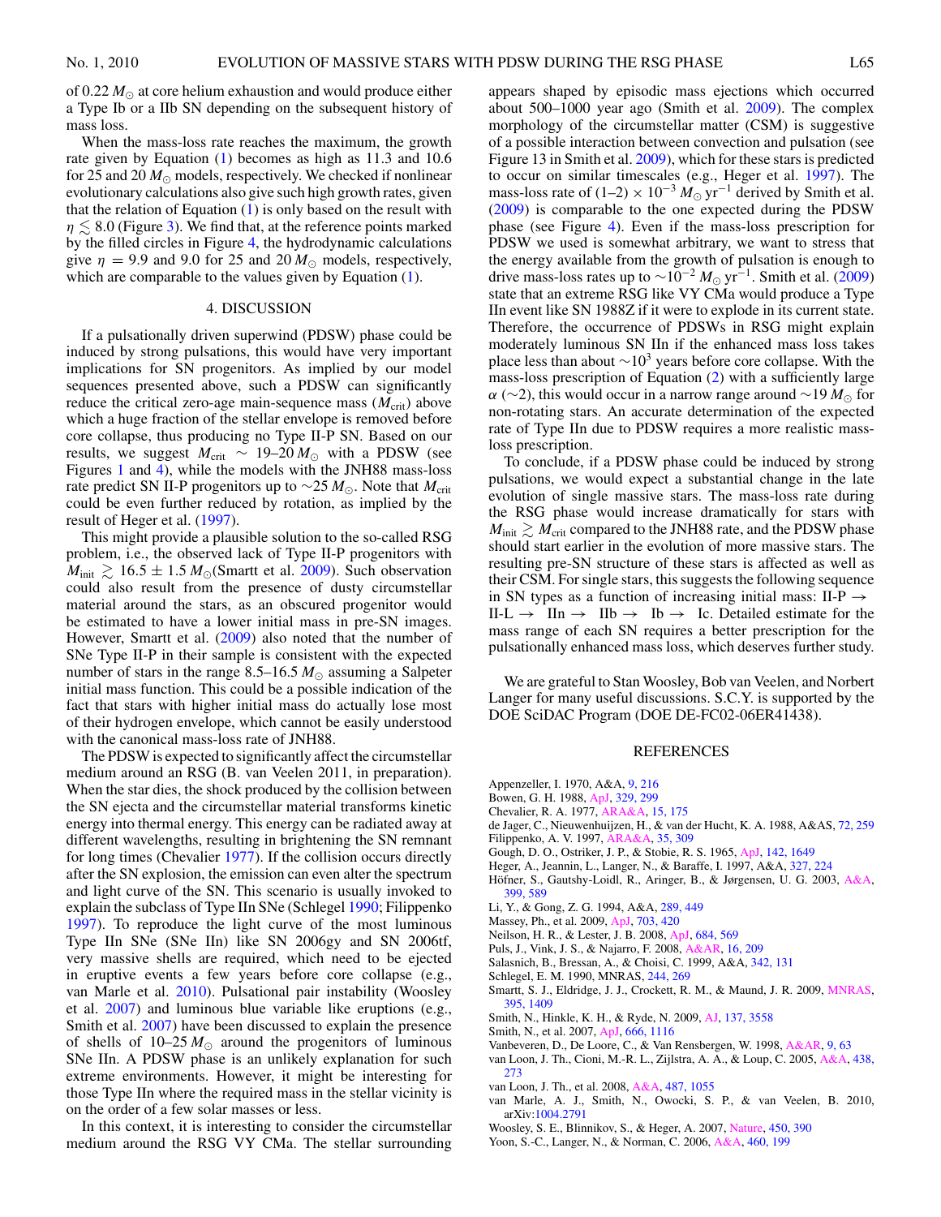of 0.22 $M_\odot$ at core helium exhaustion and would produce either a Type Ib or a IIb SN depending on the subsequent history of mass loss.

When the mass-loss rate reaches the maximum, the growth rate given by Equation (1) becomes as high as 11.3 and 10.6 for 25 and 20 $M_\odot$ models, respectively. We checked if nonlinear evolutionary calculations also give such high growth rates, given that the relation of Equation (1) is only based on the result with $\eta \lesssim 8.0$ (Figure 3). We find that, at the reference points marked by the filled circles in Figure 4, the hydrodynamic calculations give $\eta = 9.9$ and 9.0 for 25 and 20 $M_\odot$ models, respectively, which are comparable to the values given by Equation (1).

## 4. DISCUSSION

If a pulsationally driven superwind (PDSW) phase could be induced by strong pulsations, this would have very important implications for SN progenitors. As implied by our model sequences presented above, such a PDSW can significantly reduce the critical zero-age main-sequence mass ($M_{\rm crit}$) above which a huge fraction of the stellar envelope is removed before core collapse, thus producing no Type II-P SN. Based on our results, we suggest $M_{\rm crit} \sim 19$–$20\,M_\odot$ with a PDSW (see Figures 1 and 4), while the models with the JNH88 mass-loss rate predict SN II-P progenitors up to $\sim 25\,M_\odot$. Note that $M_{\rm crit}$ could be even further reduced by rotation, as implied by the result of Heger et al. (1997).

This might provide a plausible solution to the so-called RSG problem, i.e., the observed lack of Type II-P progenitors with $M_{\rm init} \gtrsim 16.5 \pm 1.5\,M_\odot$(Smartt et al. 2009). Such observation could also result from the presence of dusty circumstellar material around the stars, as an obscured progenitor would be estimated to have a lower initial mass in pre-SN images. However, Smartt et al. (2009) also noted that the number of SNe Type II-P in their sample is consistent with the expected number of stars in the range 8.5–16.5 $M_\odot$ assuming a Salpeter initial mass function. This could be a possible indication of the fact that stars with higher initial mass do actually lose most of their hydrogen envelope, which cannot be easily understood with the canonical mass-loss rate of JNH88.

The PDSW is expected to significantly affect the circumstellar medium around an RSG (B. van Veelen 2011, in preparation). When the star dies, the shock produced by the collision between the SN ejecta and the circumstellar material transforms kinetic energy into thermal energy. This energy can be radiated away at different wavelengths, resulting in brightening the SN remnant for long times (Chevalier 1977). If the collision occurs directly after the SN explosion, the emission can even alter the spectrum and light curve of the SN. This scenario is usually invoked to explain the subclass of Type IIn SNe (Schlegel 1990; Filippenko 1997). To reproduce the light curve of the most luminous Type IIn SNe (SNe IIn) like SN 2006gy and SN 2006tf, very massive shells are required, which need to be ejected in eruptive events a few years before core collapse (e.g., van Marle et al. 2010). Pulsational pair instability (Woosley et al. 2007) and luminous blue variable like eruptions (e.g., Smith et al. 2007) have been discussed to explain the presence of shells of 10–25 $M_\odot$ around the progenitors of luminous SNe IIn. A PDSW phase is an unlikely explanation for such extreme environments. However, it might be interesting for those Type IIn where the required mass in the stellar vicinity is on the order of a few solar masses or less.

In this context, it is interesting to consider the circumstellar medium around the RSG VY CMa. The stellar surrounding appears shaped by episodic mass ejections which occurred about 500–1000 year ago (Smith et al. 2009). The complex morphology of the circumstellar matter (CSM) is suggestive of a possible interaction between convection and pulsation (see Figure 13 in Smith et al. 2009), which for these stars is predicted to occur on similar timescales (e.g., Heger et al. 1997). The mass-loss rate of $(1$–$2) \times 10^{-3}\,M_\odot\,{\rm yr}^{-1}$ derived by Smith et al. (2009) is comparable to the one expected during the PDSW phase (see Figure 4). Even if the mass-loss prescription for PDSW we used is somewhat arbitrary, we want to stress that the energy available from the growth of pulsation is enough to drive mass-loss rates up to $\sim 10^{-2}\,M_\odot\,{\rm yr}^{-1}$. Smith et al. (2009) state that an extreme RSG like VY CMa would produce a Type IIn event like SN 1988Z if it were to explode in its current state. Therefore, the occurrence of PDSWs in RSG might explain moderately luminous SN IIn if the enhanced mass loss takes place less than about $\sim 10^3$ years before core collapse. With the mass-loss prescription of Equation (2) with a sufficiently large $\alpha$ ($\sim 2$), this would occur in a narrow range around $\sim 19\,M_\odot$ for non-rotating stars. An accurate determination of the expected rate of Type IIn due to PDSW requires a more realistic mass-loss prescription.

To conclude, if a PDSW phase could be induced by strong pulsations, we would expect a substantial change in the late evolution of single massive stars. The mass-loss rate during the RSG phase would increase dramatically for stars with $M_{\rm init} \gtrsim M_{\rm crit}$ compared to the JNH88 rate, and the PDSW phase should start earlier in the evolution of more massive stars. The resulting pre-SN structure of these stars is affected as well as their CSM. For single stars, this suggests the following sequence in SN types as a function of increasing initial mass: II-P $\rightarrow$ II-L $\rightarrow$ IIn $\rightarrow$ IIb $\rightarrow$ Ib $\rightarrow$ Ic. Detailed estimate for the mass range of each SN requires a better prescription for the pulsationally enhanced mass loss, which deserves further study.

We are grateful to Stan Woosley, Bob van Veelen, and Norbert Langer for many useful discussions. S.C.Y. is supported by the DOE SciDAC Program (DOE DE-FC02-06ER41438).

## REFERENCES

- Appenzeller, I. 1970, A&A, 9, 216
- Bowen, G. H. 1988, ApJ, 329, 299
- Chevalier, R. A. 1977, ARA&A, 15, 175
- de Jager, C., Nieuwenhuijzen, H., & van der Hucht, K. A. 1988, A&AS, 72, 259
- Filippenko, A. V. 1997, ARA&A, 35, 309
- Gough, D. O., Ostriker, J. P., & Stobie, R. S. 1965, ApJ, 142, 1649
- Heger, A., Jeannin, L., Langer, N., & Baraffe, I. 1997, A&A, 327, 224
- Höfner, S., Gautshy-Loidl, R., Aringer, B., & Jørgensen, U. G. 2003, A&A, 399, 589
- Li, Y., & Gong, Z. G. 1994, A&A, 289, 449
- Massey, Ph., et al. 2009, ApJ, 703, 420
- Neilson, H. R., & Lester, J. B. 2008, ApJ, 684, 569
- Puls, J., Vink, J. S., & Najarro, F. 2008, A&AR, 16, 209
- Salasnich, B., Bressan, A., & Choisi, C. 1999, A&A, 342, 131
- Schlegel, E. M. 1990, MNRAS, 244, 269
- Smartt, S. J., Eldridge, J. J., Crockett, R. M., & Maund, J. R. 2009, MNRAS, 395, 1409
- Smith, N., Hinkle, K. H., & Ryde, N. 2009, AJ, 137, 3558
- Smith, N., et al. 2007, ApJ, 666, 1116
- Vanbeveren, D., De Loore, C., & Van Rensbergen, W. 1998, A&AR, 9, 63
- van Loon, J. Th., Cioni, M.-R. L., Zijlstra, A. A., & Loup, C. 2005, A&A, 438, 273
- van Loon, J. Th., et al. 2008, A&A, 487, 1055
- van Marle, A. J., Smith, N., Owocki, S. P., & van Veelen, B. 2010, arXiv:1004.2791
- Woosley, S. E., Blinnikov, S., & Heger, A. 2007, Nature, 450, 390
- Yoon, S.-C., Langer, N., & Norman, C. 2006, A&A, 460, 199